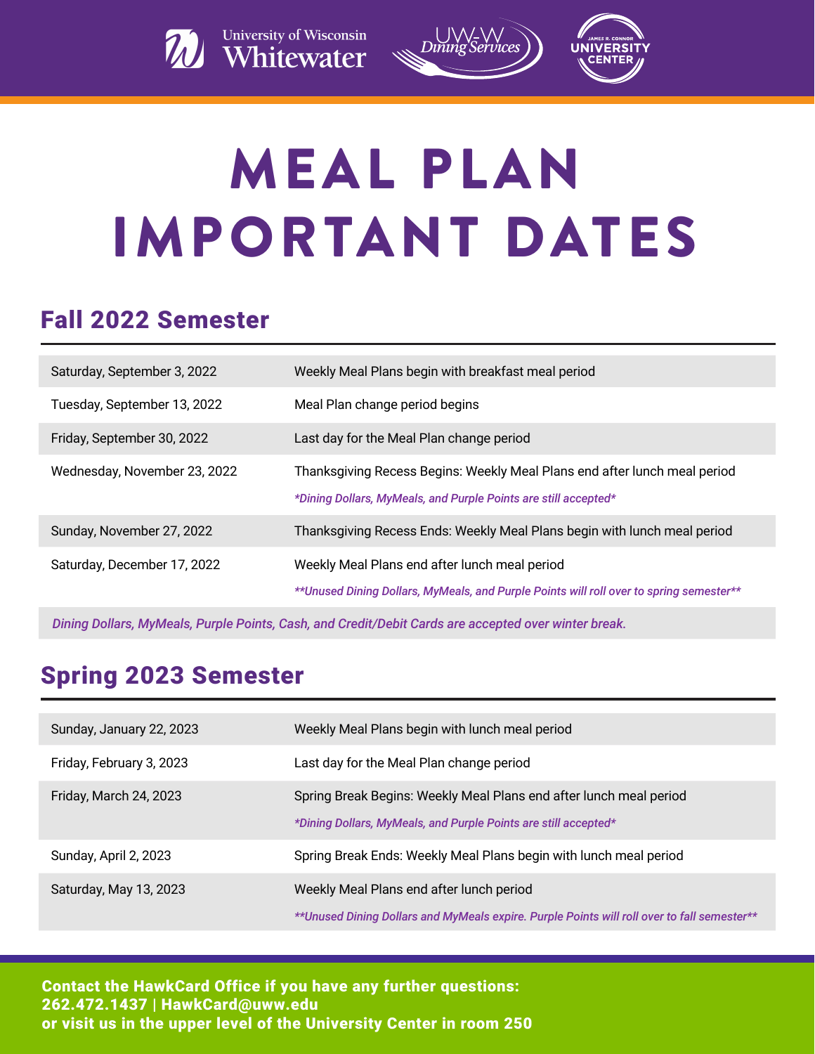University of Wisconsin Whitewater | UW-W Dining Services | James R. Connor University Center

# MEAL PLAN IMPORTANT DATES

## Fall 2022 Semester

| | |
|---|---|
| Saturday, September 3, 2022 | Weekly Meal Plans begin with breakfast meal period |
| Tuesday, September 13, 2022 | Meal Plan change period begins |
| Friday, September 30, 2022 | Last day for the Meal Plan change period |
| Wednesday, November 23, 2022 | Thanksgiving Recess Begins: Weekly Meal Plans end after lunch meal period<br>*\*Dining Dollars, MyMeals, and Purple Points are still accepted\** |
| Sunday, November 27, 2022 | Thanksgiving Recess Ends: Weekly Meal Plans begin with lunch meal period |
| Saturday, December 17, 2022 | Weekly Meal Plans end after lunch meal period<br>*\*\*Unused Dining Dollars, MyMeals, and Purple Points will roll over to spring semester\*\** |

*Dining Dollars, MyMeals, Purple Points, Cash, and Credit/Debit Cards are accepted over winter break.*

## Spring 2023 Semester

| | |
|---|---|
| Sunday, January 22, 2023 | Weekly Meal Plans begin with lunch meal period |
| Friday, February 3, 2023 | Last day for the Meal Plan change period |
| Friday, March 24, 2023 | Spring Break Begins: Weekly Meal Plans end after lunch meal period<br>*\*Dining Dollars, MyMeals, and Purple Points are still accepted\** |
| Sunday, April 2, 2023 | Spring Break Ends: Weekly Meal Plans begin with lunch meal period |
| Saturday, May 13, 2023 | Weekly Meal Plans end after lunch period<br>*\*\*Unused Dining Dollars and MyMeals expire. Purple Points will roll over to fall semester\*\** |

**Contact the HawkCard Office if you have any further questions:**
**262.472.1437 | HawkCard@uww.edu**
**or visit us in the upper level of the University Center in room 250**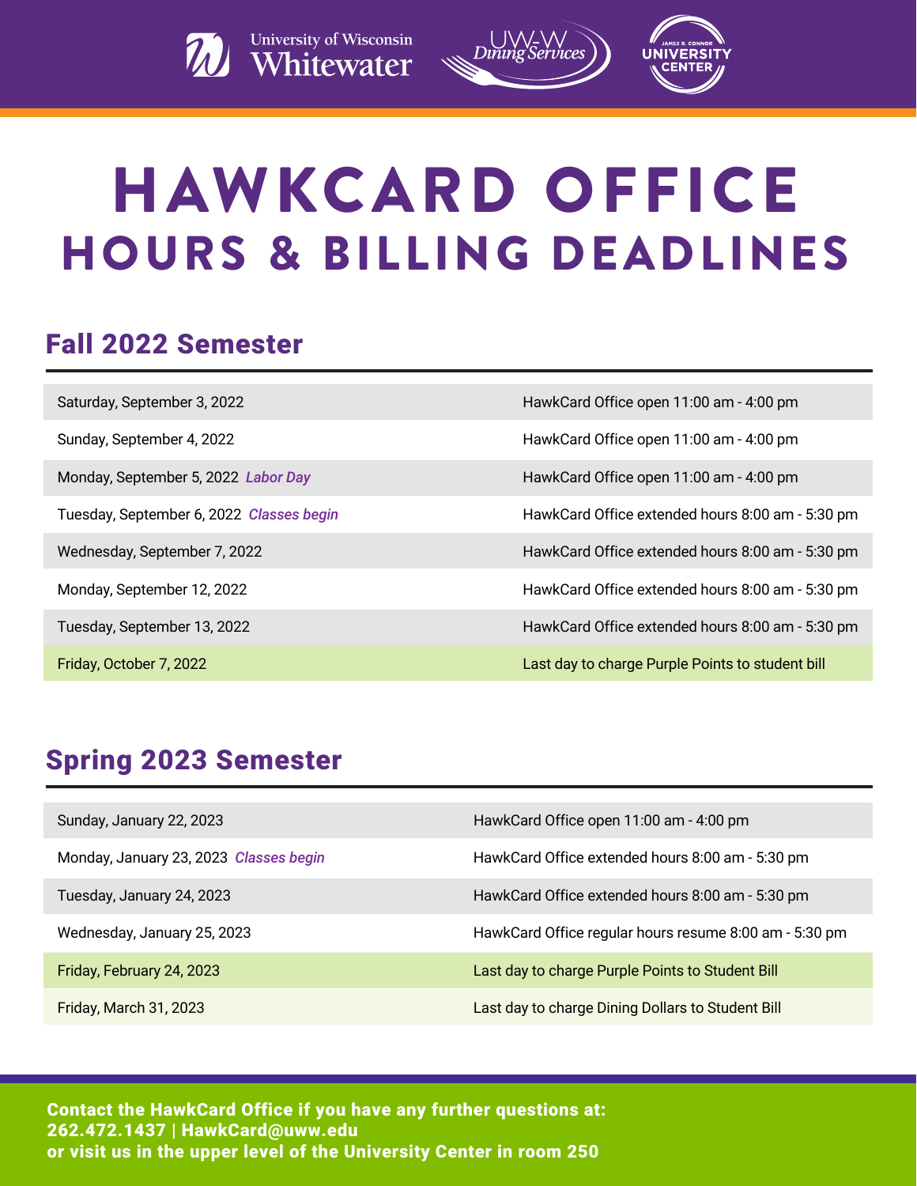# HAWKCARD OFFICE HOURS & BILLING DEADLINES

## Fall 2022 Semester

| | |
|---|---|
| Saturday, September 3, 2022 | HawkCard Office open 11:00 am - 4:00 pm |
| Sunday, September 4, 2022 | HawkCard Office open 11:00 am - 4:00 pm |
| Monday, September 5, 2022 *Labor Day* | HawkCard Office open 11:00 am - 4:00 pm |
| Tuesday, September 6, 2022 *Classes begin* | HawkCard Office extended hours 8:00 am - 5:30 pm |
| Wednesday, September 7, 2022 | HawkCard Office extended hours 8:00 am - 5:30 pm |
| Monday, September 12, 2022 | HawkCard Office extended hours 8:00 am - 5:30 pm |
| Tuesday, September 13, 2022 | HawkCard Office extended hours 8:00 am - 5:30 pm |
| Friday, October 7, 2022 | Last day to charge Purple Points to student bill |

## Spring 2023 Semester

| | |
|---|---|
| Sunday, January 22, 2023 | HawkCard Office open 11:00 am - 4:00 pm |
| Monday, January 23, 2023 *Classes begin* | HawkCard Office extended hours 8:00 am - 5:30 pm |
| Tuesday, January 24, 2023 | HawkCard Office extended hours 8:00 am - 5:30 pm |
| Wednesday, January 25, 2023 | HawkCard Office regular hours resume 8:00 am - 5:30 pm |
| Friday, February 24, 2023 | Last day to charge Purple Points to Student Bill |
| Friday, March 31, 2023 | Last day to charge Dining Dollars to Student Bill |

**Contact the HawkCard Office if you have any further questions at:**
**262.472.1437 | HawkCard@uww.edu**
**or visit us in the upper level of the University Center in room 250**